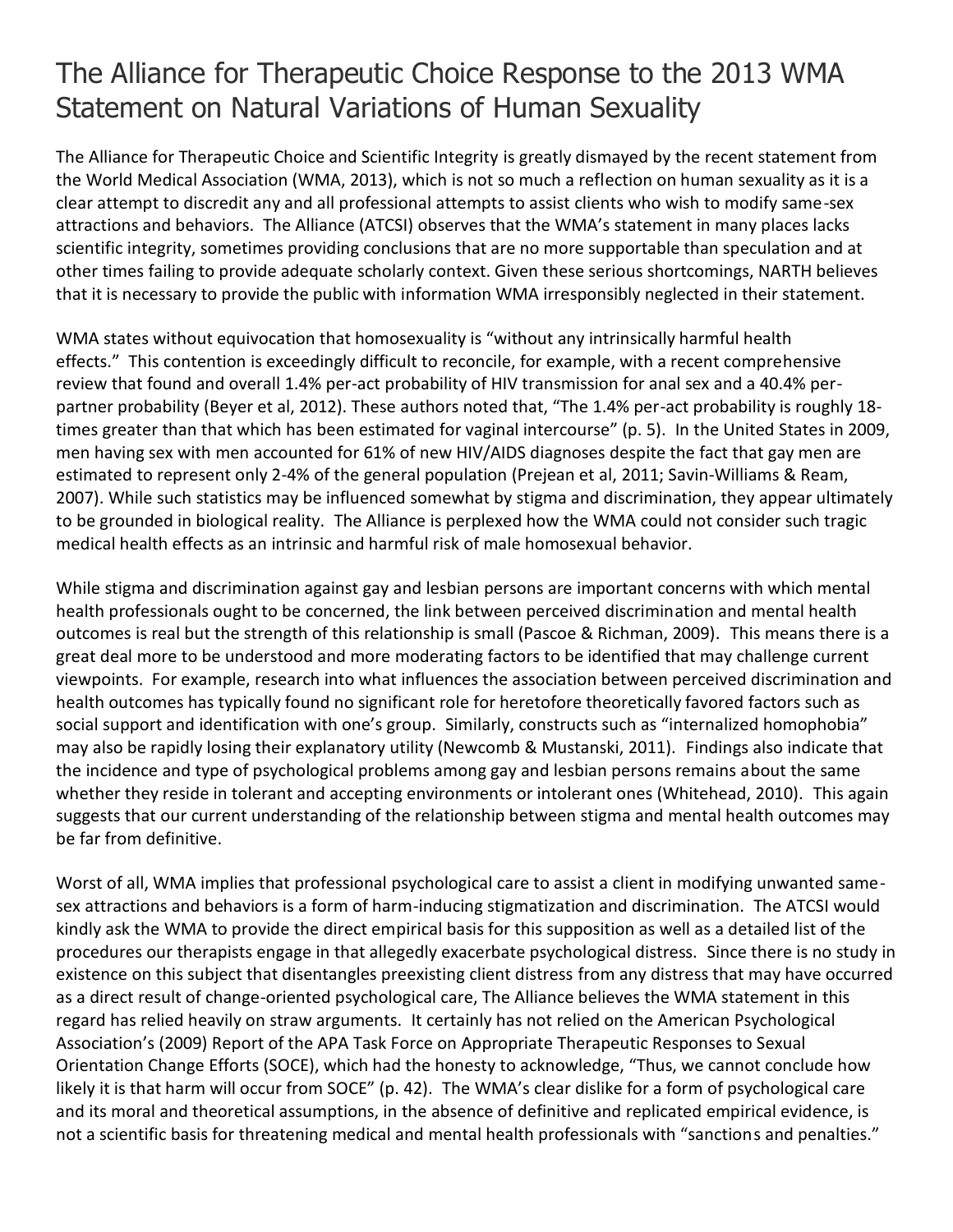# The Alliance for Therapeutic Choice Response to the 2013 WMA Statement on Natural Variations of Human Sexuality

The Alliance for Therapeutic Choice and Scientific Integrity is greatly dismayed by the recent statement from the World Medical Association (WMA, 2013), which is not so much a reflection on human sexuality as it is a clear attempt to discredit any and all professional attempts to assist clients who wish to modify same-sex attractions and behaviors. The Alliance (ATCSI) observes that the WMA's statement in many places lacks scientific integrity, sometimes providing conclusions that are no more supportable than speculation and at other times failing to provide adequate scholarly context. Given these serious shortcomings, NARTH believes that it is necessary to provide the public with information WMA irresponsibly neglected in their statement.

WMA states without equivocation that homosexuality is "without any intrinsically harmful health effects." This contention is exceedingly difficult to reconcile, for example, with a recent comprehensive review that found and overall 1.4% per-act probability of HIV transmission for anal sex and a 40.4% per-partner probability (Beyer et al, 2012). These authors noted that, "The 1.4% per-act probability is roughly 18-times greater than that which has been estimated for vaginal intercourse" (p. 5). In the United States in 2009, men having sex with men accounted for 61% of new HIV/AIDS diagnoses despite the fact that gay men are estimated to represent only 2-4% of the general population (Prejean et al, 2011; Savin-Williams & Ream, 2007). While such statistics may be influenced somewhat by stigma and discrimination, they appear ultimately to be grounded in biological reality. The Alliance is perplexed how the WMA could not consider such tragic medical health effects as an intrinsic and harmful risk of male homosexual behavior.

While stigma and discrimination against gay and lesbian persons are important concerns with which mental health professionals ought to be concerned, the link between perceived discrimination and mental health outcomes is real but the strength of this relationship is small (Pascoe & Richman, 2009). This means there is a great deal more to be understood and more moderating factors to be identified that may challenge current viewpoints. For example, research into what influences the association between perceived discrimination and health outcomes has typically found no significant role for heretofore theoretically favored factors such as social support and identification with one's group. Similarly, constructs such as "internalized homophobia" may also be rapidly losing their explanatory utility (Newcomb & Mustanski, 2011). Findings also indicate that the incidence and type of psychological problems among gay and lesbian persons remains about the same whether they reside in tolerant and accepting environments or intolerant ones (Whitehead, 2010). This again suggests that our current understanding of the relationship between stigma and mental health outcomes may be far from definitive.

Worst of all, WMA implies that professional psychological care to assist a client in modifying unwanted same-sex attractions and behaviors is a form of harm-inducing stigmatization and discrimination. The ATCSI would kindly ask the WMA to provide the direct empirical basis for this supposition as well as a detailed list of the procedures our therapists engage in that allegedly exacerbate psychological distress. Since there is no study in existence on this subject that disentangles preexisting client distress from any distress that may have occurred as a direct result of change-oriented psychological care, The Alliance believes the WMA statement in this regard has relied heavily on straw arguments. It certainly has not relied on the American Psychological Association's (2009) Report of the APA Task Force on Appropriate Therapeutic Responses to Sexual Orientation Change Efforts (SOCE), which had the honesty to acknowledge, "Thus, we cannot conclude how likely it is that harm will occur from SOCE" (p. 42). The WMA's clear dislike for a form of psychological care and its moral and theoretical assumptions, in the absence of definitive and replicated empirical evidence, is not a scientific basis for threatening medical and mental health professionals with "sanctions and penalties."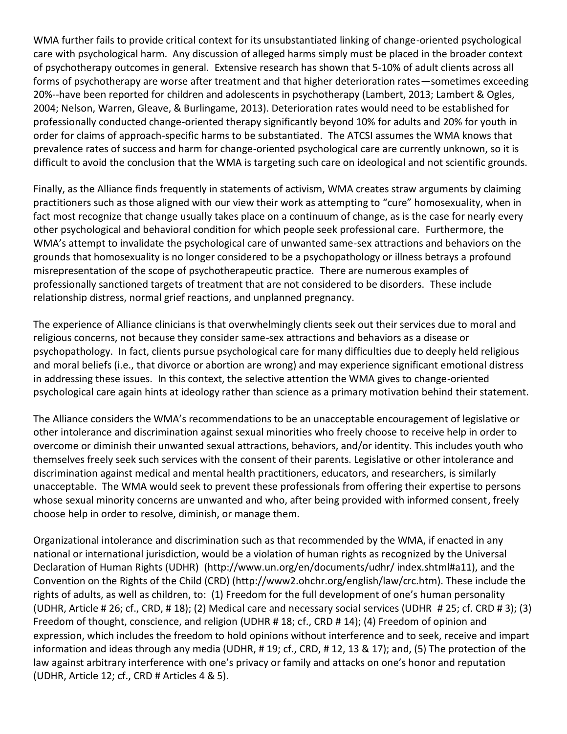WMA further fails to provide critical context for its unsubstantiated linking of change-oriented psychological care with psychological harm. Any discussion of alleged harms simply must be placed in the broader context of psychotherapy outcomes in general. Extensive research has shown that 5-10% of adult clients across all forms of psychotherapy are worse after treatment and that higher deterioration rates—sometimes exceeding 20%--have been reported for children and adolescents in psychotherapy (Lambert, 2013; Lambert & Ogles, 2004; Nelson, Warren, Gleave, & Burlingame, 2013). Deterioration rates would need to be established for professionally conducted change-oriented therapy significantly beyond 10% for adults and 20% for youth in order for claims of approach-specific harms to be substantiated. The ATCSI assumes the WMA knows that prevalence rates of success and harm for change-oriented psychological care are currently unknown, so it is difficult to avoid the conclusion that the WMA is targeting such care on ideological and not scientific grounds.

Finally, as the Alliance finds frequently in statements of activism, WMA creates straw arguments by claiming practitioners such as those aligned with our view their work as attempting to "cure" homosexuality, when in fact most recognize that change usually takes place on a continuum of change, as is the case for nearly every other psychological and behavioral condition for which people seek professional care. Furthermore, the WMA's attempt to invalidate the psychological care of unwanted same-sex attractions and behaviors on the grounds that homosexuality is no longer considered to be a psychopathology or illness betrays a profound misrepresentation of the scope of psychotherapeutic practice. There are numerous examples of professionally sanctioned targets of treatment that are not considered to be disorders. These include relationship distress, normal grief reactions, and unplanned pregnancy.

The experience of Alliance clinicians is that overwhelmingly clients seek out their services due to moral and religious concerns, not because they consider same-sex attractions and behaviors as a disease or psychopathology. In fact, clients pursue psychological care for many difficulties due to deeply held religious and moral beliefs (i.e., that divorce or abortion are wrong) and may experience significant emotional distress in addressing these issues. In this context, the selective attention the WMA gives to change-oriented psychological care again hints at ideology rather than science as a primary motivation behind their statement.

The Alliance considers the WMA's recommendations to be an unacceptable encouragement of legislative or other intolerance and discrimination against sexual minorities who freely choose to receive help in order to overcome or diminish their unwanted sexual attractions, behaviors, and/or identity. This includes youth who themselves freely seek such services with the consent of their parents. Legislative or other intolerance and discrimination against medical and mental health practitioners, educators, and researchers, is similarly unacceptable. The WMA would seek to prevent these professionals from offering their expertise to persons whose sexual minority concerns are unwanted and who, after being provided with informed consent, freely choose help in order to resolve, diminish, or manage them.

Organizational intolerance and discrimination such as that recommended by the WMA, if enacted in any national or international jurisdiction, would be a violation of human rights as recognized by the Universal Declaration of Human Rights (UDHR) (http://www.un.org/en/documents/udhr/ index.shtml#a11), and the Convention on the Rights of the Child (CRD) (http://www2.ohchr.org/english/law/crc.htm). These include the rights of adults, as well as children, to: (1) Freedom for the full development of one's human personality (UDHR, Article # 26; cf., CRD, # 18); (2) Medical care and necessary social services (UDHR # 25; cf. CRD # 3); (3) Freedom of thought, conscience, and religion (UDHR # 18; cf., CRD # 14); (4) Freedom of opinion and expression, which includes the freedom to hold opinions without interference and to seek, receive and impart information and ideas through any media (UDHR, # 19; cf., CRD, # 12, 13 & 17); and, (5) The protection of the law against arbitrary interference with one's privacy or family and attacks on one's honor and reputation (UDHR, Article 12; cf., CRD # Articles 4 & 5).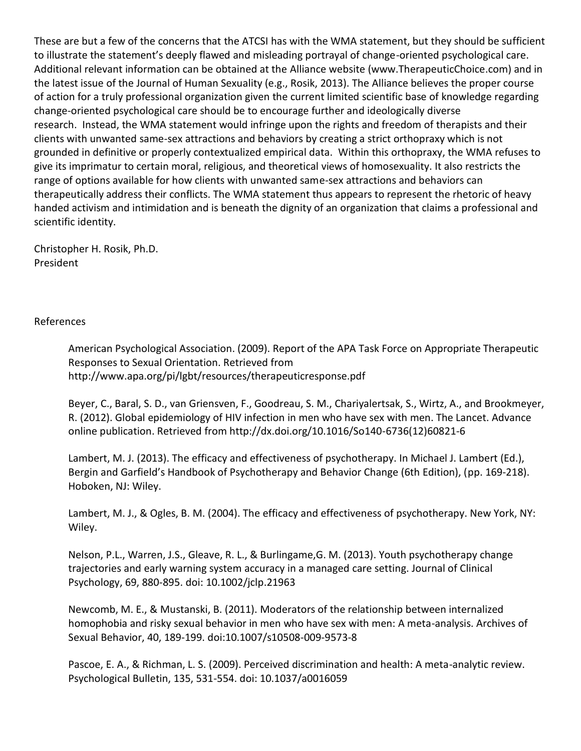These are but a few of the concerns that the ATCSI has with the WMA statement, but they should be sufficient to illustrate the statement's deeply flawed and misleading portrayal of change-oriented psychological care. Additional relevant information can be obtained at the Alliance website (www.TherapeuticChoice.com) and in the latest issue of the Journal of Human Sexuality (e.g., Rosik, 2013). The Alliance believes the proper course of action for a truly professional organization given the current limited scientific base of knowledge regarding change-oriented psychological care should be to encourage further and ideologically diverse research. Instead, the WMA statement would infringe upon the rights and freedom of therapists and their clients with unwanted same-sex attractions and behaviors by creating a strict orthopraxy which is not grounded in definitive or properly contextualized empirical data. Within this orthopraxy, the WMA refuses to give its imprimatur to certain moral, religious, and theoretical views of homosexuality. It also restricts the range of options available for how clients with unwanted same-sex attractions and behaviors can therapeutically address their conflicts. The WMA statement thus appears to represent the rhetoric of heavy handed activism and intimidation and is beneath the dignity of an organization that claims a professional and scientific identity.

Christopher H. Rosik, Ph.D.
President

References

American Psychological Association. (2009). Report of the APA Task Force on Appropriate Therapeutic Responses to Sexual Orientation. Retrieved from http://www.apa.org/pi/lgbt/resources/therapeuticresponse.pdf

Beyer, C., Baral, S. D., van Griensven, F., Goodreau, S. M., Chariyalertsak, S., Wirtz, A., and Brookmeyer, R. (2012). Global epidemiology of HIV infection in men who have sex with men. The Lancet. Advance online publication. Retrieved from http://dx.doi.org/10.1016/So140-6736(12)60821-6

Lambert, M. J. (2013). The efficacy and effectiveness of psychotherapy. In Michael J. Lambert (Ed.), Bergin and Garfield's Handbook of Psychotherapy and Behavior Change (6th Edition), (pp. 169-218). Hoboken, NJ: Wiley.

Lambert, M. J., & Ogles, B. M. (2004). The efficacy and effectiveness of psychotherapy. New York, NY: Wiley.

Nelson, P.L., Warren, J.S., Gleave, R. L., & Burlingame,G. M. (2013). Youth psychotherapy change trajectories and early warning system accuracy in a managed care setting. Journal of Clinical Psychology, 69, 880-895. doi: 10.1002/jclp.21963

Newcomb, M. E., & Mustanski, B. (2011). Moderators of the relationship between internalized homophobia and risky sexual behavior in men who have sex with men: A meta-analysis. Archives of Sexual Behavior, 40, 189-199. doi:10.1007/s10508-009-9573-8

Pascoe, E. A., & Richman, L. S. (2009). Perceived discrimination and health: A meta-analytic review. Psychological Bulletin, 135, 531-554. doi: 10.1037/a0016059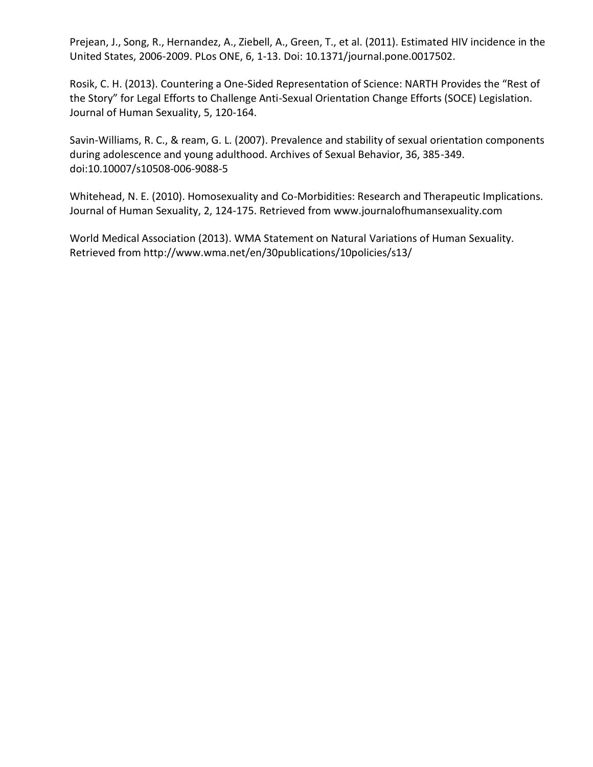Prejean, J., Song, R., Hernandez, A., Ziebell, A., Green, T., et al. (2011). Estimated HIV incidence in the United States, 2006-2009. PLos ONE, 6, 1-13. Doi: 10.1371/journal.pone.0017502.

Rosik, C. H. (2013). Countering a One-Sided Representation of Science: NARTH Provides the "Rest of the Story" for Legal Efforts to Challenge Anti-Sexual Orientation Change Efforts (SOCE) Legislation. Journal of Human Sexuality, 5, 120-164.

Savin-Williams, R. C., & ream, G. L. (2007). Prevalence and stability of sexual orientation components during adolescence and young adulthood. Archives of Sexual Behavior, 36, 385-349. doi:10.10007/s10508-006-9088-5

Whitehead, N. E. (2010). Homosexuality and Co-Morbidities: Research and Therapeutic Implications. Journal of Human Sexuality, 2, 124-175. Retrieved from www.journalofhumansexuality.com

World Medical Association (2013). WMA Statement on Natural Variations of Human Sexuality. Retrieved from http://www.wma.net/en/30publications/10policies/s13/